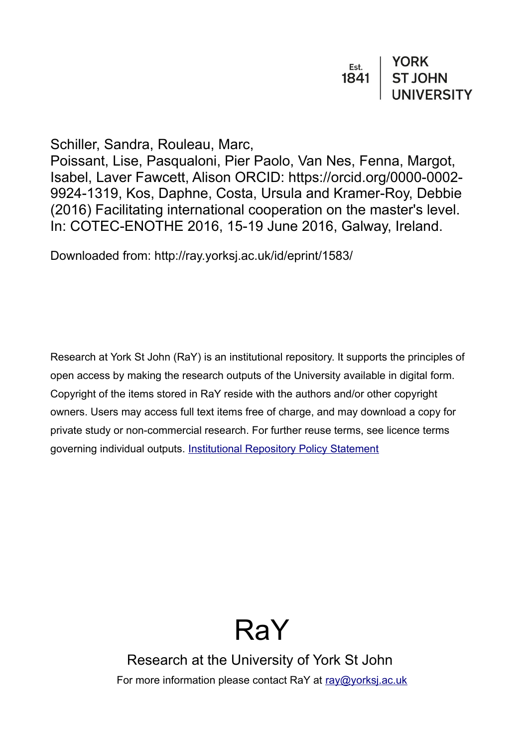Est. 1841 | YORK ST JOHN UNIVERSITY

Schiller, Sandra, Rouleau, Marc, Poissant, Lise, Pasqualoni, Pier Paolo, Van Nes, Fenna, Margot, Isabel, Laver Fawcett, Alison ORCID: https://orcid.org/0000-0002-9924-1319, Kos, Daphne, Costa, Ursula and Kramer-Roy, Debbie (2016) Facilitating international cooperation on the master's level. In: COTEC-ENOTHE 2016, 15-19 June 2016, Galway, Ireland.

Downloaded from: http://ray.yorksj.ac.uk/id/eprint/1583/

Research at York St John (RaY) is an institutional repository. It supports the principles of open access by making the research outputs of the University available in digital form. Copyright of the items stored in RaY reside with the authors and/or other copyright owners. Users may access full text items free of charge, and may download a copy for private study or non-commercial research. For further reuse terms, see licence terms governing individual outputs. Institutional Repository Policy Statement

# RaY

Research at the University of York St John

For more information please contact RaY at ray@yorksj.ac.uk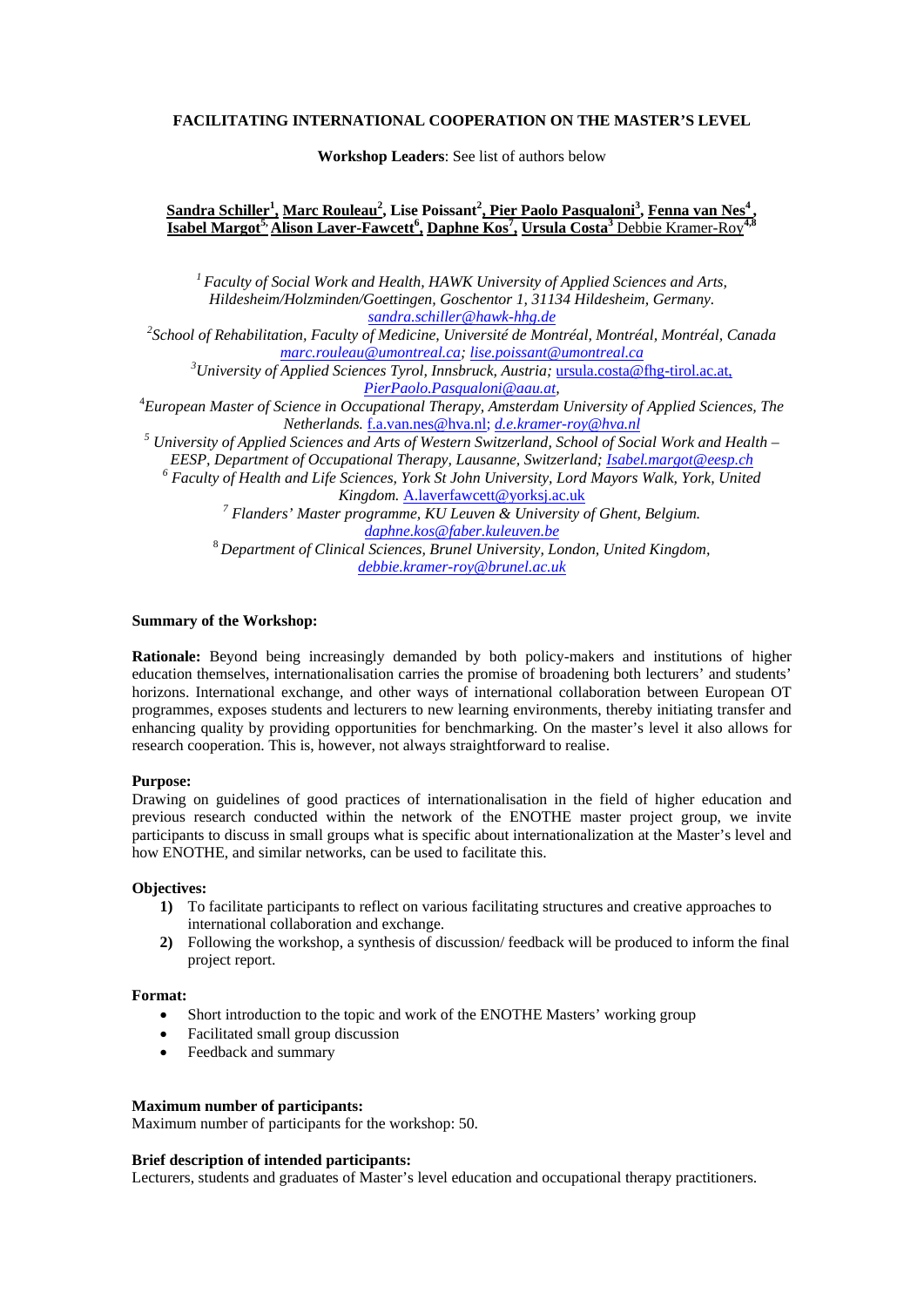**FACILITATING INTERNATIONAL COOPERATION ON THE MASTER'S LEVEL**

**Workshop Leaders**: See list of authors below

**Sandra Schiller[1], Marc Rouleau[2], Lise Poissant[2], Pier Paolo Pasqualoni[3], Fenna van Nes[4], Isabel Margot[5], Alison Laver-Fawcett[6], Daphne Kos[7], Ursula Costa[3]** Debbie Kramer-Roy[4,8]

[1] *Faculty of Social Work and Health, HAWK University of Applied Sciences and Arts, Hildesheim/Holzminden/Goettingen, Goschentor 1, 31134 Hildesheim, Germany.* *sandra.schiller@hawk-hhg.de*

[2] *School of Rehabilitation, Faculty of Medicine, Université de Montréal, Montréal, Montréal, Canada* *marc.rouleau@umontreal.ca; lise.poissant@umontreal.ca*

[3] *University of Applied Sciences Tyrol, Innsbruck, Austria;* ursula.costa@fhg-tirol.ac.at, *PierPaolo.Pasqualoni@aau.at,*

[4] *European Master of Science in Occupational Therapy, Amsterdam University of Applied Sciences, The Netherlands.* f.a.van.nes@hva.nl; *d.e.kramer-roy@hva.nl*

[5] *University of Applied Sciences and Arts of Western Switzerland, School of Social Work and Health – EESP, Department of Occupational Therapy, Lausanne, Switzerland; Isabel.margot@eesp.ch*

[6] *Faculty of Health and Life Sciences, York St John University, Lord Mayors Walk, York, United Kingdom.* A.laverfawcett@yorksj.ac.uk

[7] *Flanders' Master programme, KU Leuven & University of Ghent, Belgium.* *daphne.kos@faber.kuleuven.be*

[8] *Department of Clinical Sciences, Brunel University, London, United Kingdom,* *debbie.kramer-roy@brunel.ac.uk*

**Summary of the Workshop:**

**Rationale:** Beyond being increasingly demanded by both policy-makers and institutions of higher education themselves, internationalisation carries the promise of broadening both lecturers' and students' horizons. International exchange, and other ways of international collaboration between European OT programmes, exposes students and lecturers to new learning environments, thereby initiating transfer and enhancing quality by providing opportunities for benchmarking. On the master's level it also allows for research cooperation. This is, however, not always straightforward to realise.

**Purpose:**
Drawing on guidelines of good practices of internationalisation in the field of higher education and previous research conducted within the network of the ENOTHE master project group, we invite participants to discuss in small groups what is specific about internationalization at the Master's level and how ENOTHE, and similar networks, can be used to facilitate this.

**Objectives:**

1) To facilitate participants to reflect on various facilitating structures and creative approaches to international collaboration and exchange.
2) Following the workshop, a synthesis of discussion/ feedback will be produced to inform the final project report.

**Format:**

- Short introduction to the topic and work of the ENOTHE Masters' working group
- Facilitated small group discussion
- Feedback and summary

**Maximum number of participants:**
Maximum number of participants for the workshop: 50.

**Brief description of intended participants:**
Lecturers, students and graduates of Master's level education and occupational therapy practitioners.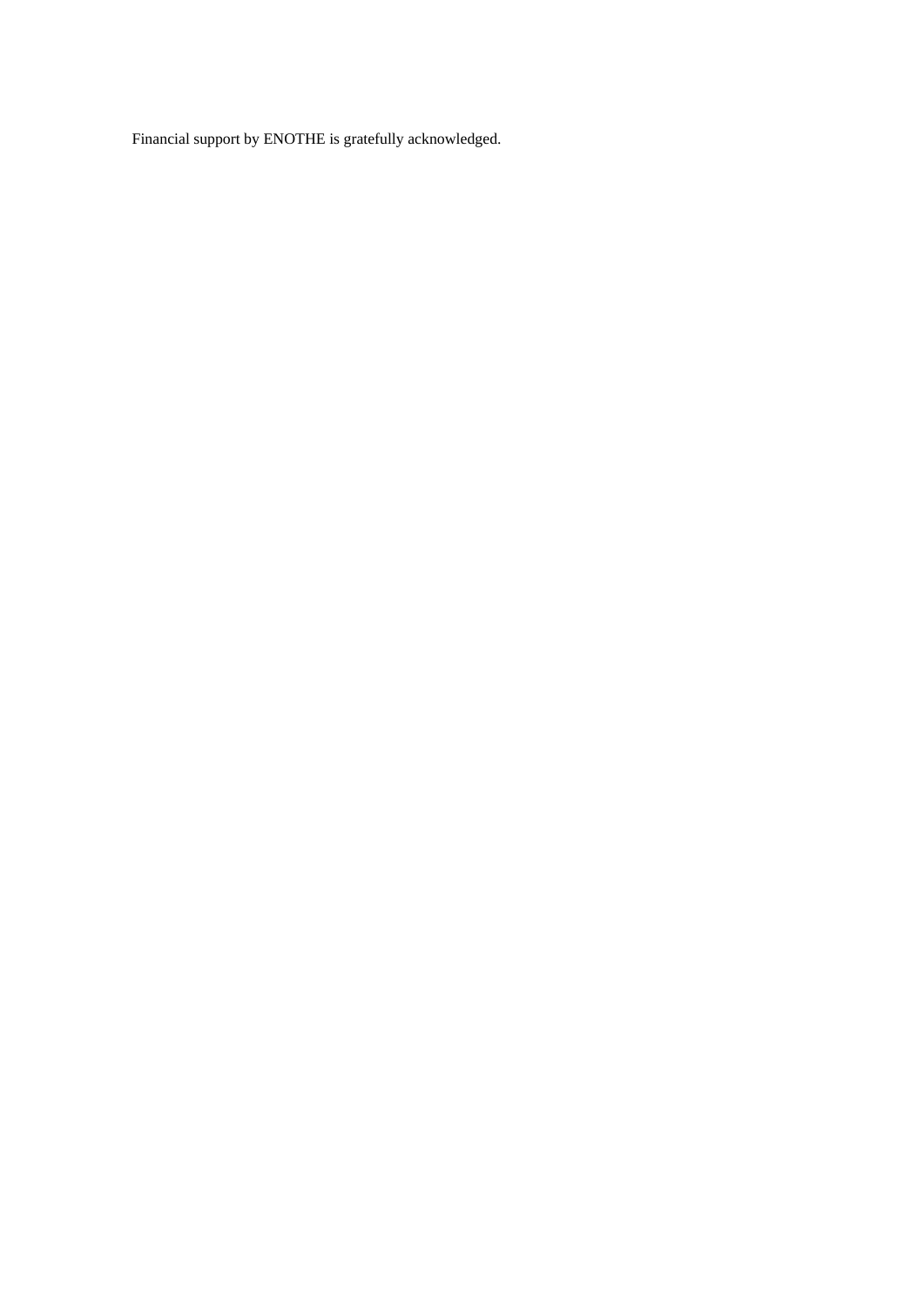Financial support by ENOTHE is gratefully acknowledged.